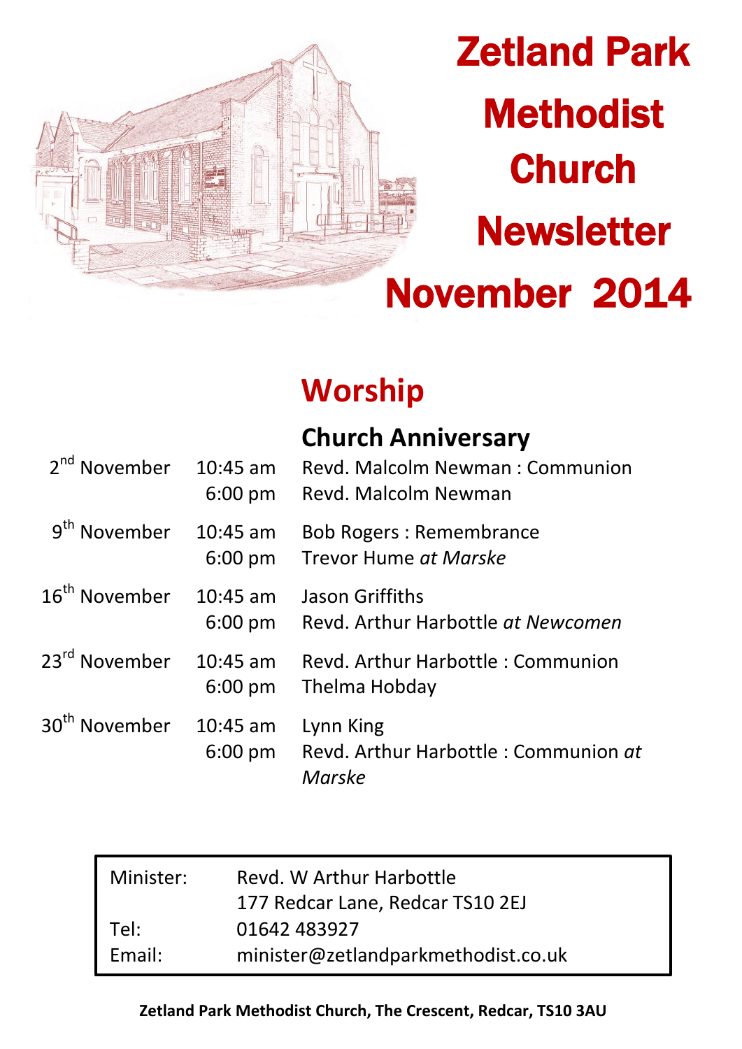# Zetland Park Methodist Church Newsletter

# November 2014

## Worship

### Church Anniversary

| | | |
|---|---|---|
| 2nd November | 10:45 am | Revd. Malcolm Newman : Communion |
| | 6:00 pm | Revd. Malcolm Newman |
| 9th November | 10:45 am | Bob Rogers : Remembrance |
| | 6:00 pm | Trevor Hume *at Marske* |
| 16th November | 10:45 am | Jason Griffiths |
| | 6:00 pm | Revd. Arthur Harbottle *at Newcomen* |
| 23rd November | 10:45 am | Revd. Arthur Harbottle : Communion |
| | 6:00 pm | Thelma Hobday |
| 30th November | 10:45 am | Lynn King |
| | 6:00 pm | Revd. Arthur Harbottle : Communion *at Marske* |

| | |
|---|---|
| Minister: | Revd. W Arthur Harbottle |
| | 177 Redcar Lane, Redcar TS10 2EJ |
| Tel: | 01642 483927 |
| Email: | minister@zetlandparkmethodist.co.uk |

**Zetland Park Methodist Church, The Crescent, Redcar, TS10 3AU**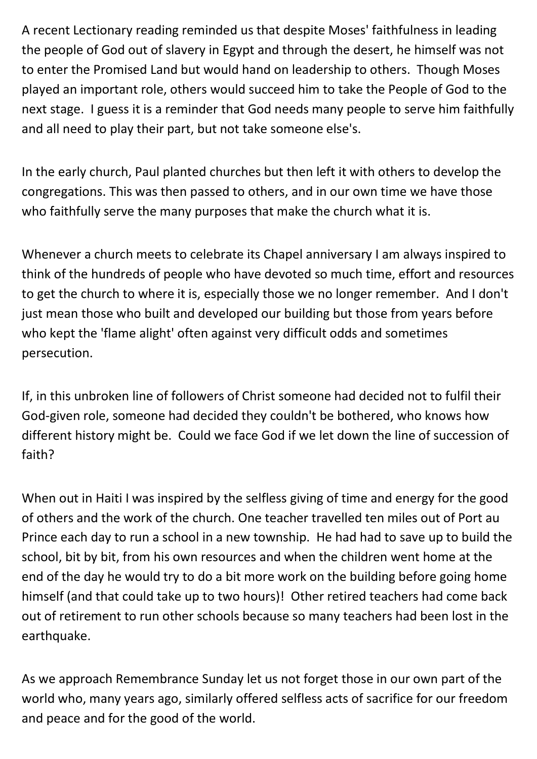A recent Lectionary reading reminded us that despite Moses' faithfulness in leading the people of God out of slavery in Egypt and through the desert, he himself was not to enter the Promised Land but would hand on leadership to others. Though Moses played an important role, others would succeed him to take the People of God to the next stage. I guess it is a reminder that God needs many people to serve him faithfully and all need to play their part, but not take someone else's.

In the early church, Paul planted churches but then left it with others to develop the congregations. This was then passed to others, and in our own time we have those who faithfully serve the many purposes that make the church what it is.

Whenever a church meets to celebrate its Chapel anniversary I am always inspired to think of the hundreds of people who have devoted so much time, effort and resources to get the church to where it is, especially those we no longer remember. And I don't just mean those who built and developed our building but those from years before who kept the 'flame alight' often against very difficult odds and sometimes persecution.

If, in this unbroken line of followers of Christ someone had decided not to fulfil their God-given role, someone had decided they couldn't be bothered, who knows how different history might be. Could we face God if we let down the line of succession of faith?

When out in Haiti I was inspired by the selfless giving of time and energy for the good of others and the work of the church. One teacher travelled ten miles out of Port au Prince each day to run a school in a new township. He had had to save up to build the school, bit by bit, from his own resources and when the children went home at the end of the day he would try to do a bit more work on the building before going home himself (and that could take up to two hours)! Other retired teachers had come back out of retirement to run other schools because so many teachers had been lost in the earthquake.

As we approach Remembrance Sunday let us not forget those in our own part of the world who, many years ago, similarly offered selfless acts of sacrifice for our freedom and peace and for the good of the world.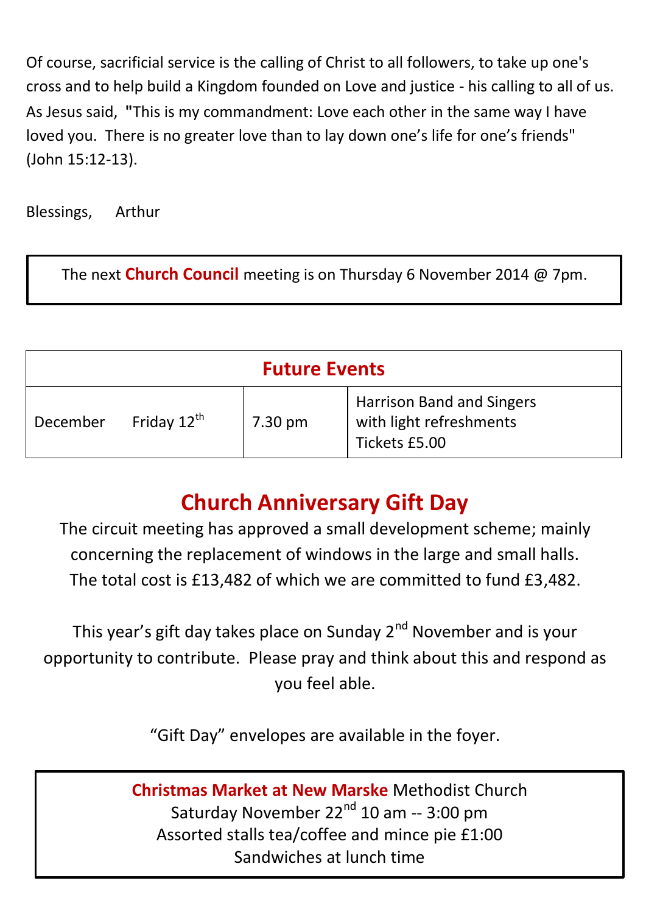Of course, sacrificial service is the calling of Christ to all followers, to take up one's cross and to help build a Kingdom founded on Love and justice - his calling to all of us. As Jesus said, **"**This is my commandment: Love each other in the same way I have loved you. There is no greater love than to lay down one's life for one's friends" (John 15:12-13).

Blessings, Arthur

The next **Church Council** meeting is on Thursday 6 November 2014 @ 7pm.

| Future Events | | | |
|---|---|---|---|
| December | Friday 12th | 7.30 pm | Harrison Band and Singers with light refreshments Tickets £5.00 |

## Church Anniversary Gift Day

The circuit meeting has approved a small development scheme; mainly concerning the replacement of windows in the large and small halls. The total cost is £13,482 of which we are committed to fund £3,482.

This year's gift day takes place on Sunday 2nd November and is your opportunity to contribute. Please pray and think about this and respond as you feel able.

"Gift Day" envelopes are available in the foyer.

**Christmas Market at New Marske** Methodist Church
Saturday November 22nd 10 am -- 3:00 pm
Assorted stalls tea/coffee and mince pie £1:00
Sandwiches at lunch time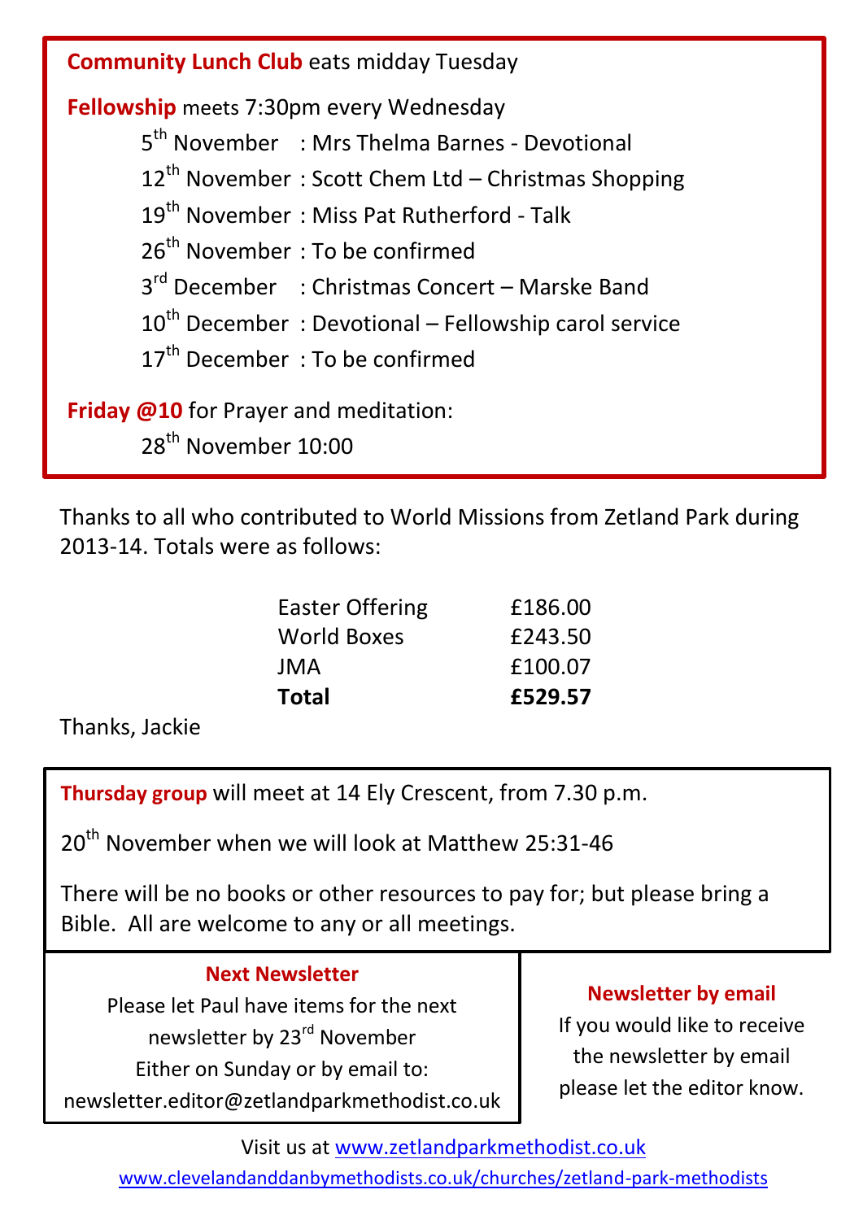**Community Lunch Club** eats midday Tuesday

**Fellowship** meets 7:30pm every Wednesday

| | |
|---|---|
| 5th November | : Mrs Thelma Barnes - Devotional |
| 12th November | : Scott Chem Ltd – Christmas Shopping |
| 19th November | : Miss Pat Rutherford - Talk |
| 26th November | : To be confirmed |
| 3rd December | : Christmas Concert – Marske Band |
| 10th December | : Devotional – Fellowship carol service |
| 17th December | : To be confirmed |

**Friday @10** for Prayer and meditation:

28th November 10:00

Thanks to all who contributed to World Missions from Zetland Park during 2013-14. Totals were as follows:

| | |
|---|---|
| Easter Offering | £186.00 |
| World Boxes | £243.50 |
| JMA | £100.07 |
| **Total** | **£529.57** |

Thanks, Jackie

**Thursday group** will meet at 14 Ely Crescent, from 7.30 p.m.

20th November when we will look at Matthew 25:31-46

There will be no books or other resources to pay for; but please bring a Bible. All are welcome to any or all meetings.

**Next Newsletter**

Please let Paul have items for the next newsletter by 23rd November

Either on Sunday or by email to:

newsletter.editor@zetlandparkmethodist.co.uk

**Newsletter by email**

If you would like to receive the newsletter by email please let the editor know.

Visit us at www.zetlandparkmethodist.co.uk

www.clevelandanddanbymethodists.co.uk/churches/zetland-park-methodists